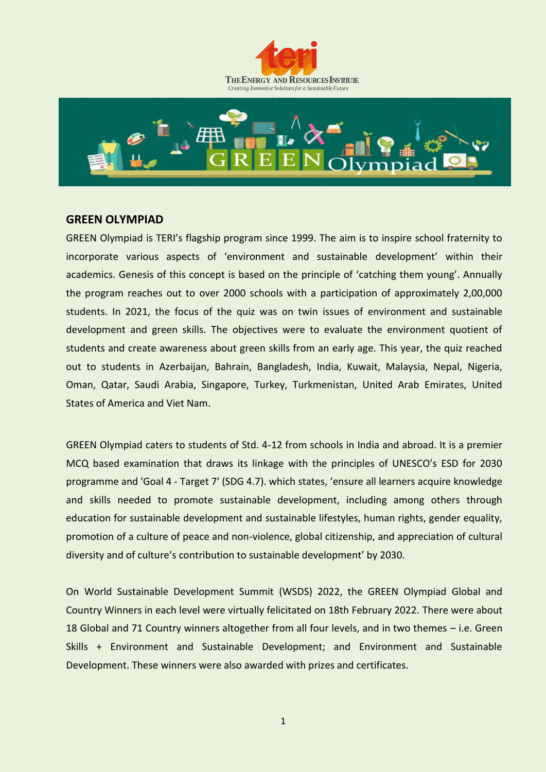# GREEN OLYMPIAD

GREEN Olympiad is TERI's flagship program since 1999. The aim is to inspire school fraternity to incorporate various aspects of 'environment and sustainable development' within their academics. Genesis of this concept is based on the principle of 'catching them young'. Annually the program reaches out to over 2000 schools with a participation of approximately 2,00,000 students. In 2021, the focus of the quiz was on twin issues of environment and sustainable development and green skills. The objectives were to evaluate the environment quotient of students and create awareness about green skills from an early age. This year, the quiz reached out to students in Azerbaijan, Bahrain, Bangladesh, India, Kuwait, Malaysia, Nepal, Nigeria, Oman, Qatar, Saudi Arabia, Singapore, Turkey, Turkmenistan, United Arab Emirates, United States of America and Viet Nam.

GREEN Olympiad caters to students of Std. 4-12 from schools in India and abroad. It is a premier MCQ based examination that draws its linkage with the principles of UNESCO's ESD for 2030 programme and 'Goal 4 - Target 7' (SDG 4.7). which states, 'ensure all learners acquire knowledge and skills needed to promote sustainable development, including among others through education for sustainable development and sustainable lifestyles, human rights, gender equality, promotion of a culture of peace and non-violence, global citizenship, and appreciation of cultural diversity and of culture's contribution to sustainable development' by 2030.

On World Sustainable Development Summit (WSDS) 2022, the GREEN Olympiad Global and Country Winners in each level were virtually felicitated on 18th February 2022. There were about 18 Global and 71 Country winners altogether from all four levels, and in two themes – i.e. Green Skills + Environment and Sustainable Development; and Environment and Sustainable Development. These winners were also awarded with prizes and certificates.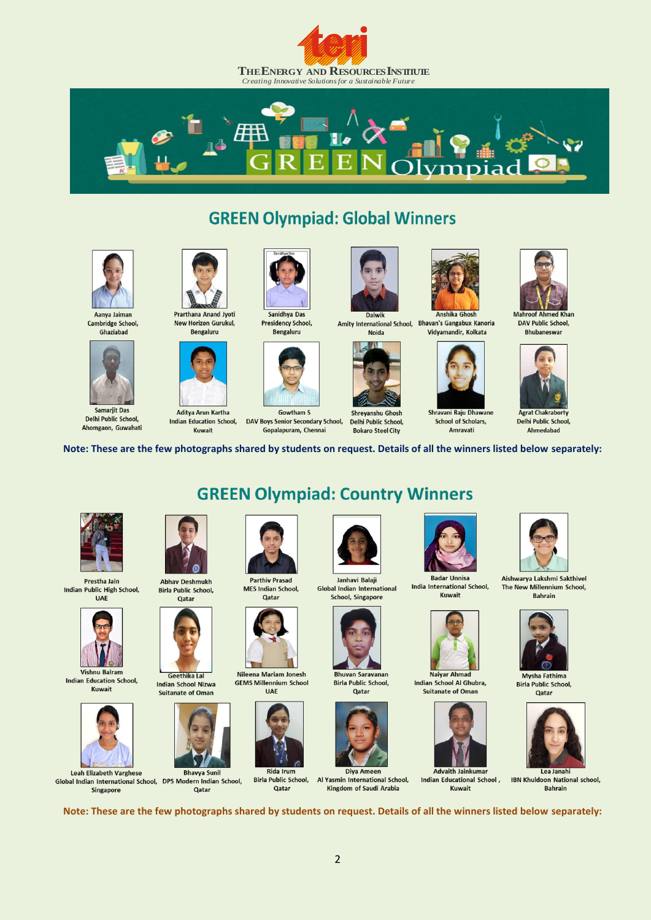THE ENERGY AND RESOURCES INSTITUTE
*Creating Innovative Solutions for a Sustainable Future*

GREEN Olympiad

## GREEN Olympiad: Global Winners

Aanya Jaiman
Cambridge School,
Ghaziabad

Prarthana Anand Jyoti
New Horizon Gurukul,
Bengaluru

Sanidhya Das
Presidency School,
Bengaluru

Daiwik
Amity International School,
Noida

Anshika Ghosh
Bhavan's Gangabux Kanoria
Vidyamandir, Kolkata

Mahroof Ahmed Khan
DAV Public School,
Bhubaneswar

Samarjit Das
Delhi Public School,
Ahomgaon, Guwahati

Aditya Arun Kartha
Indian Education School,
Kuwait

Gowtham S
DAV Boys Senior Secondary School,
Gopalapuram, Chennai

Shreyanshu Ghosh
Delhi Public School,
Bokaro Steel City

Shravani Raju Dhawane
School of Scholars,
Amravati

Agrat Chakraborty
Delhi Public School,
Ahmedabad

**Note: These are the few photographs shared by students on request. Details of all the winners listed below separately:**

## GREEN Olympiad: Country Winners

Prestha Jain
Indian Public High School,
UAE

Abhav Deshmukh
Birla Public School,
Qatar

Parthiv Prasad
MES Indian School,
Qatar

Janhavi Balaji
Global Indian International
School, Singapore

Badar Unnisa
India International School,
Kuwait

Aishwarya Lakshmi Sakthivel
The New Millennium School,
Bahrain

Vishnu Balram
Indian Education School,
Kuwait

Geethika Lal
Indian School Nizwa
Suitanate of Oman

Nileena Mariam Jonesh
GEMS Millennium School
UAE

Bhuvan Saravanan
Birla Public School,
Qatar

Naiyar Ahmad
Indian School Al Ghubra,
Suitanate of Oman

Mysha Fathima
Birla Public School,
Qatar

Leah Elizabeth Varghese
Global Indian International School,
Singapore

Bhavya Sunil
DPS Modern Indian School,
Qatar

Rida Irum
Birla Public School,
Qatar

Diya Ameen
Al Yasmin International School,
Kingdom of Saudi Arabia

Advaith Jainkumar
Indian Educational School ,
Kuwait

Lea Janahi
IBN Khuldoon National school,
Bahrain

**Note: These are the few photographs shared by students on request. Details of all the winners listed below separately:**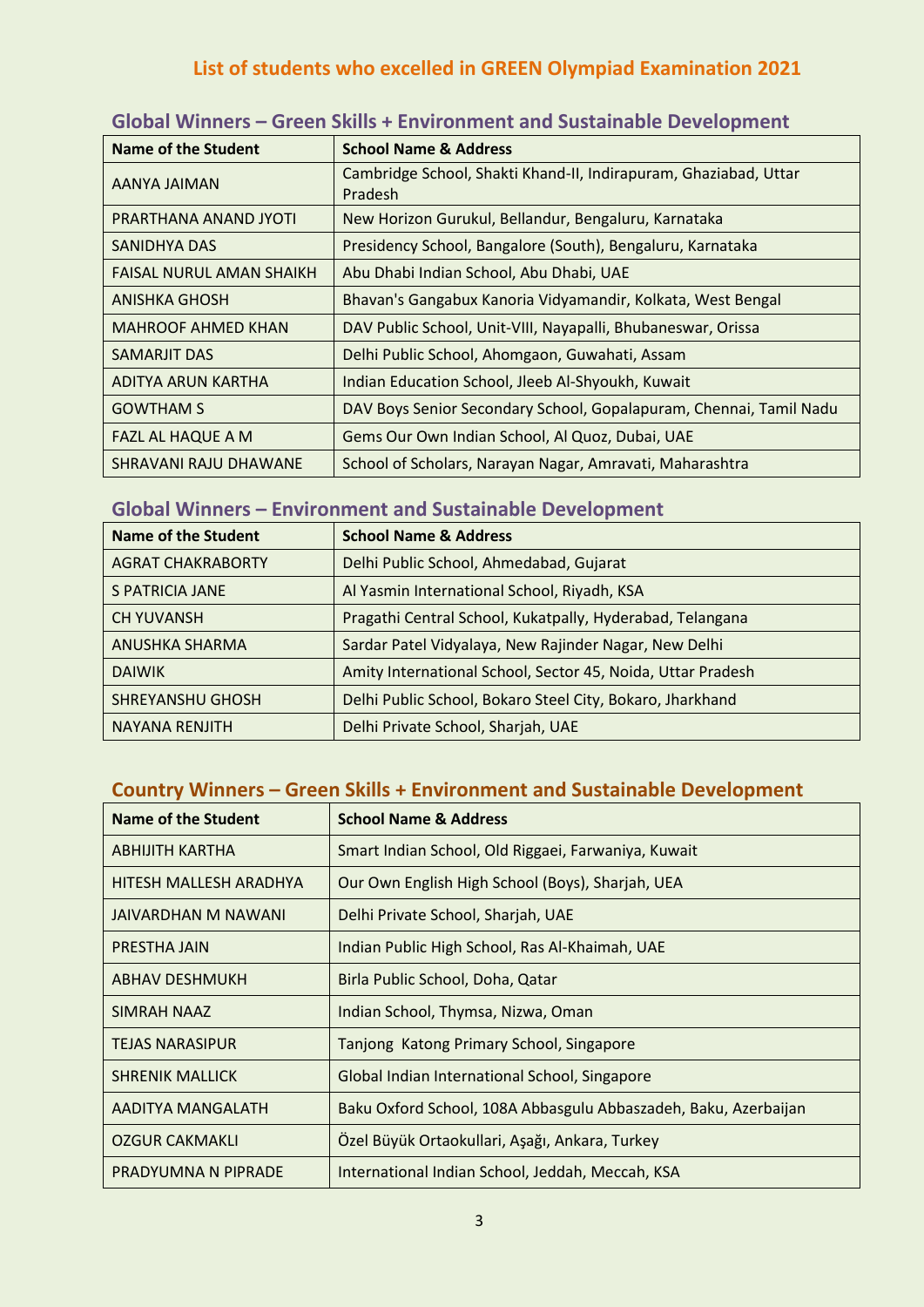# List of students who excelled in GREEN Olympiad Examination 2021

## Global Winners – Green Skills + Environment and Sustainable Development

| Name of the Student | School Name & Address |
|---|---|
| AANYA JAIMAN | Cambridge School, Shakti Khand-II, Indirapuram, Ghaziabad, Uttar Pradesh |
| PRARTHANA ANAND JYOTI | New Horizon Gurukul, Bellandur, Bengaluru, Karnataka |
| SANIDHYA DAS | Presidency School, Bangalore (South), Bengaluru, Karnataka |
| FAISAL NURUL AMAN SHAIKH | Abu Dhabi Indian School, Abu Dhabi, UAE |
| ANISHKA GHOSH | Bhavan's Gangabux Kanoria Vidyamandir, Kolkata, West Bengal |
| MAHROOF AHMED KHAN | DAV Public School, Unit-VIII, Nayapalli, Bhubaneswar, Orissa |
| SAMARJIT DAS | Delhi Public School, Ahomgaon, Guwahati, Assam |
| ADITYA ARUN KARTHA | Indian Education School, Jleeb Al-Shyoukh, Kuwait |
| GOWTHAM S | DAV Boys Senior Secondary School, Gopalapuram, Chennai, Tamil Nadu |
| FAZL AL HAQUE A M | Gems Our Own Indian School, Al Quoz, Dubai, UAE |
| SHRAVANI RAJU DHAWANE | School of Scholars, Narayan Nagar, Amravati, Maharashtra |

## Global Winners – Environment and Sustainable Development

| Name of the Student | School Name & Address |
|---|---|
| AGRAT CHAKRABORTY | Delhi Public School, Ahmedabad, Gujarat |
| S PATRICIA JANE | Al Yasmin International School, Riyadh, KSA |
| CH YUVANSH | Pragathi Central School, Kukatpally, Hyderabad, Telangana |
| ANUSHKA SHARMA | Sardar Patel Vidyalaya, New Rajinder Nagar, New Delhi |
| DAIWIK | Amity International School, Sector 45, Noida, Uttar Pradesh |
| SHREYANSHU GHOSH | Delhi Public School, Bokaro Steel City, Bokaro, Jharkhand |
| NAYANA RENJITH | Delhi Private School, Sharjah, UAE |

## Country Winners – Green Skills + Environment and Sustainable Development

| Name of the Student | School Name & Address |
|---|---|
| ABHIJITH KARTHA | Smart Indian School, Old Riggaei, Farwaniya, Kuwait |
| HITESH MALLESH ARADHYA | Our Own English High School (Boys), Sharjah, UEA |
| JAIVARDHAN M NAWANI | Delhi Private School, Sharjah, UAE |
| PRESTHA JAIN | Indian Public High School, Ras Al-Khaimah, UAE |
| ABHAV DESHMUKH | Birla Public School, Doha, Qatar |
| SIMRAH NAAZ | Indian School, Thymsa, Nizwa, Oman |
| TEJAS NARASIPUR | Tanjong Katong Primary School, Singapore |
| SHRENIK MALLICK | Global Indian International School, Singapore |
| AADITYA MANGALATH | Baku Oxford School, 108A Abbasgulu Abbaszadeh, Baku, Azerbaijan |
| OZGUR CAKMAKLI | Özel Büyük Ortaokullari, Aşağı, Ankara, Turkey |
| PRADYUMNA N PIPRADE | International Indian School, Jeddah, Meccah, KSA |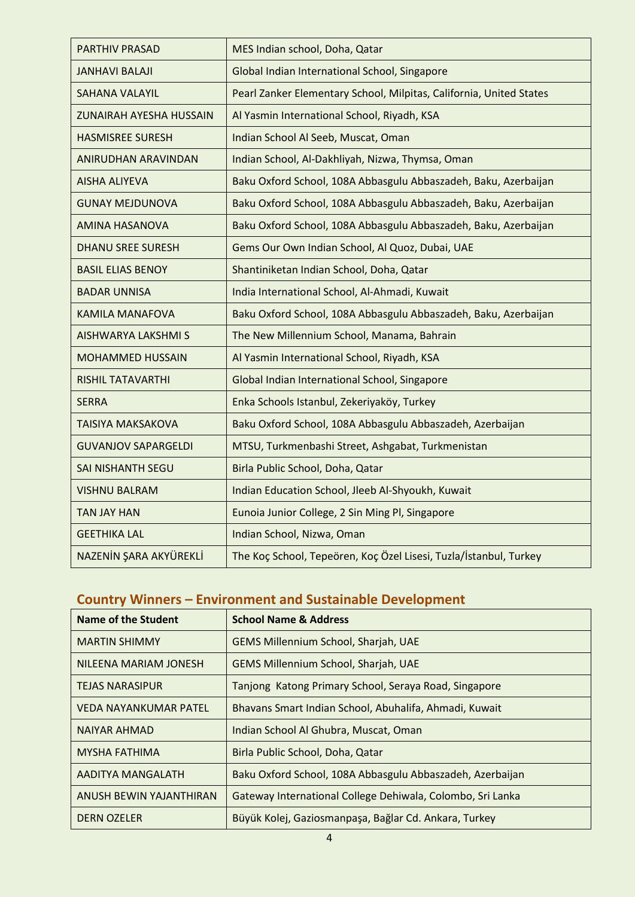| | |
|---|---|
| PARTHIV PRASAD | MES Indian school, Doha, Qatar |
| JANHAVI BALAJI | Global Indian International School, Singapore |
| SAHANA VALAYIL | Pearl Zanker Elementary School, Milpitas, California, United States |
| ZUNAIRAH AYESHA HUSSAIN | Al Yasmin International School, Riyadh, KSA |
| HASMISREE SURESH | Indian School Al Seeb, Muscat, Oman |
| ANIRUDHAN ARAVINDAN | Indian School, Al-Dakhliyah, Nizwa, Thymsa, Oman |
| AISHA ALIYEVA | Baku Oxford School, 108A Abbasgulu Abbaszadeh, Baku, Azerbaijan |
| GUNAY MEJDUNOVA | Baku Oxford School, 108A Abbasgulu Abbaszadeh, Baku, Azerbaijan |
| AMINA HASANOVA | Baku Oxford School, 108A Abbasgulu Abbaszadeh, Baku, Azerbaijan |
| DHANU SREE SURESH | Gems Our Own Indian School, Al Quoz, Dubai, UAE |
| BASIL ELIAS BENOY | Shantiniketan Indian School, Doha, Qatar |
| BADAR UNNISA | India International School, Al-Ahmadi, Kuwait |
| KAMILA MANAFOVA | Baku Oxford School, 108A Abbasgulu Abbaszadeh, Baku, Azerbaijan |
| AISHWARYA LAKSHMI S | The New Millennium School, Manama, Bahrain |
| MOHAMMED HUSSAIN | Al Yasmin International School, Riyadh, KSA |
| RISHIL TATAVARTHI | Global Indian International School, Singapore |
| SERRA | Enka Schools Istanbul, Zekeriyaköy, Turkey |
| TAISIYA MAKSAKOVA | Baku Oxford School, 108A Abbasgulu Abbaszadeh, Azerbaijan |
| GUVANJOV SAPARGELDI | MTSU, Turkmenbashi Street, Ashgabat, Turkmenistan |
| SAI NISHANTH SEGU | Birla Public School, Doha, Qatar |
| VISHNU BALRAM | Indian Education School, Jleeb Al-Shyoukh, Kuwait |
| TAN JAY HAN | Eunoia Junior College, 2 Sin Ming Pl, Singapore |
| GEETHIKA LAL | Indian School, Nizwa, Oman |
| NAZENİN ŞARA AKYÜREKLİ | The Koç School, Tepeören, Koç Özel Lisesi, Tuzla/İstanbul, Turkey |

## Country Winners – Environment and Sustainable Development

| Name of the Student | School Name & Address |
|---|---|
| MARTIN SHIMMY | GEMS Millennium School, Sharjah, UAE |
| NILEENA MARIAM JONESH | GEMS Millennium School, Sharjah, UAE |
| TEJAS NARASIPUR | Tanjong Katong Primary School, Seraya Road, Singapore |
| VEDA NAYANKUMAR PATEL | Bhavans Smart Indian School, Abuhalifa, Ahmadi, Kuwait |
| NAIYAR AHMAD | Indian School Al Ghubra, Muscat, Oman |
| MYSHA FATHIMA | Birla Public School, Doha, Qatar |
| AADITYA MANGALATH | Baku Oxford School, 108A Abbasgulu Abbaszadeh, Azerbaijan |
| ANUSH BEWIN YAJANTHIRAN | Gateway International College Dehiwala, Colombo, Sri Lanka |
| DERN OZELER | Büyük Kolej, Gaziosmanpaşa, Bağlar Cd. Ankara, Turkey |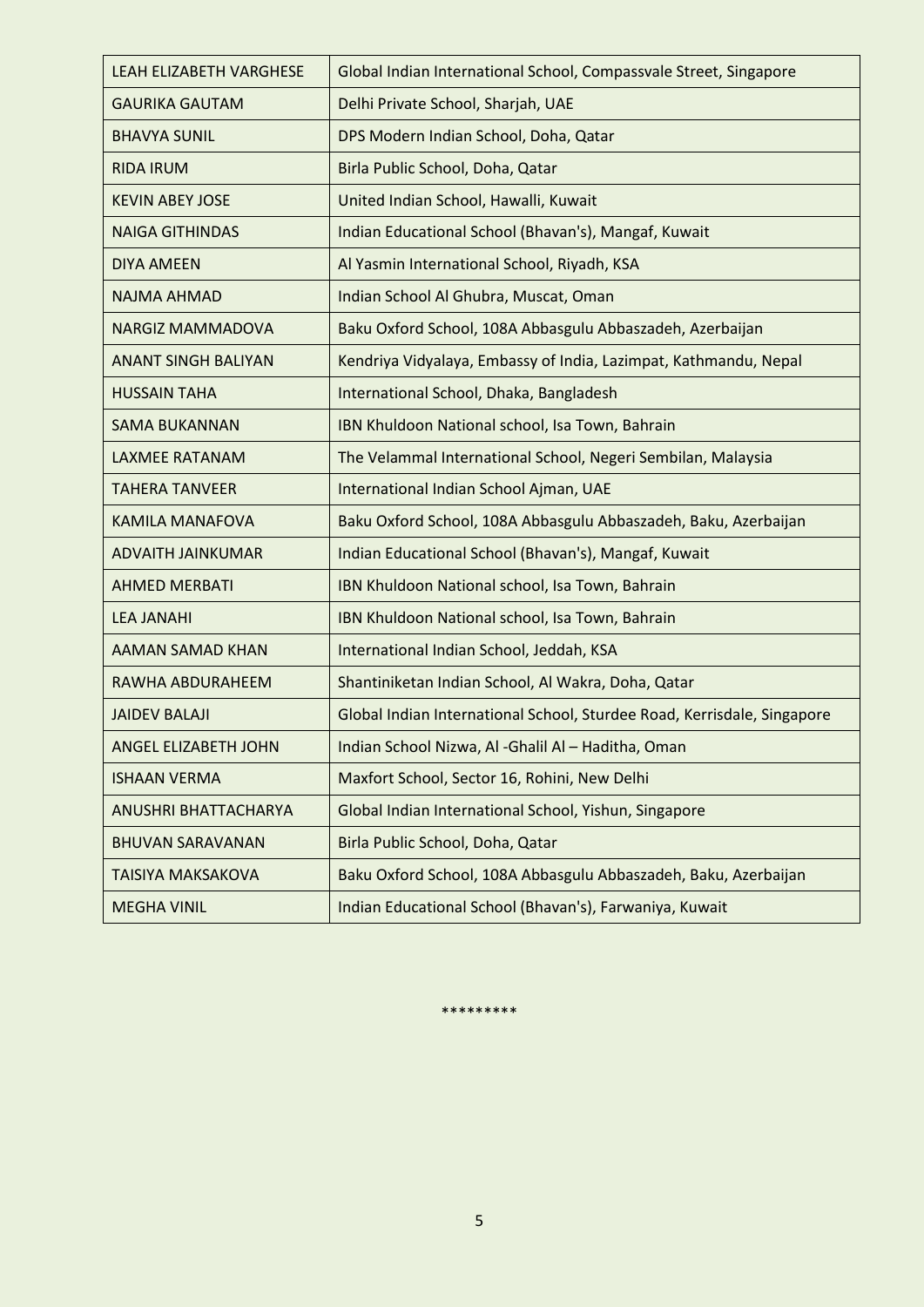| | |
|---|---|
| LEAH ELIZABETH VARGHESE | Global Indian International School, Compassvale Street, Singapore |
| GAURIKA GAUTAM | Delhi Private School, Sharjah, UAE |
| BHAVYA SUNIL | DPS Modern Indian School, Doha, Qatar |
| RIDA IRUM | Birla Public School, Doha, Qatar |
| KEVIN ABEY JOSE | United Indian School, Hawalli, Kuwait |
| NAIGA GITHINDAS | Indian Educational School (Bhavan's), Mangaf, Kuwait |
| DIYA AMEEN | Al Yasmin International School, Riyadh, KSA |
| NAJMA AHMAD | Indian School Al Ghubra, Muscat, Oman |
| NARGIZ MAMMADOVA | Baku Oxford School, 108A Abbasgulu Abbaszadeh, Azerbaijan |
| ANANT SINGH BALIYAN | Kendriya Vidyalaya, Embassy of India, Lazimpat, Kathmandu, Nepal |
| HUSSAIN TAHA | International School, Dhaka, Bangladesh |
| SAMA BUKANNAN | IBN Khuldoon National school, Isa Town, Bahrain |
| LAXMEE RATANAM | The Velammal International School, Negeri Sembilan, Malaysia |
| TAHERA TANVEER | International Indian School Ajman, UAE |
| KAMILA MANAFOVA | Baku Oxford School, 108A Abbasgulu Abbaszadeh, Baku, Azerbaijan |
| ADVAITH JAINKUMAR | Indian Educational School (Bhavan's), Mangaf, Kuwait |
| AHMED MERBATI | IBN Khuldoon National school, Isa Town, Bahrain |
| LEA JANAHI | IBN Khuldoon National school, Isa Town, Bahrain |
| AAMAN SAMAD KHAN | International Indian School, Jeddah, KSA |
| RAWHA ABDURAHEEM | Shantiniketan Indian School, Al Wakra, Doha, Qatar |
| JAIDEV BALAJI | Global Indian International School, Sturdee Road, Kerrisdale, Singapore |
| ANGEL ELIZABETH JOHN | Indian School Nizwa, Al -Ghalil Al – Haditha, Oman |
| ISHAAN VERMA | Maxfort School, Sector 16, Rohini, New Delhi |
| ANUSHRI BHATTACHARYA | Global Indian International School, Yishun, Singapore |
| BHUVAN SARAVANAN | Birla Public School, Doha, Qatar |
| TAISIYA MAKSAKOVA | Baku Oxford School, 108A Abbasgulu Abbaszadeh, Baku, Azerbaijan |
| MEGHA VINIL | Indian Educational School (Bhavan's), Farwaniya, Kuwait |

*********